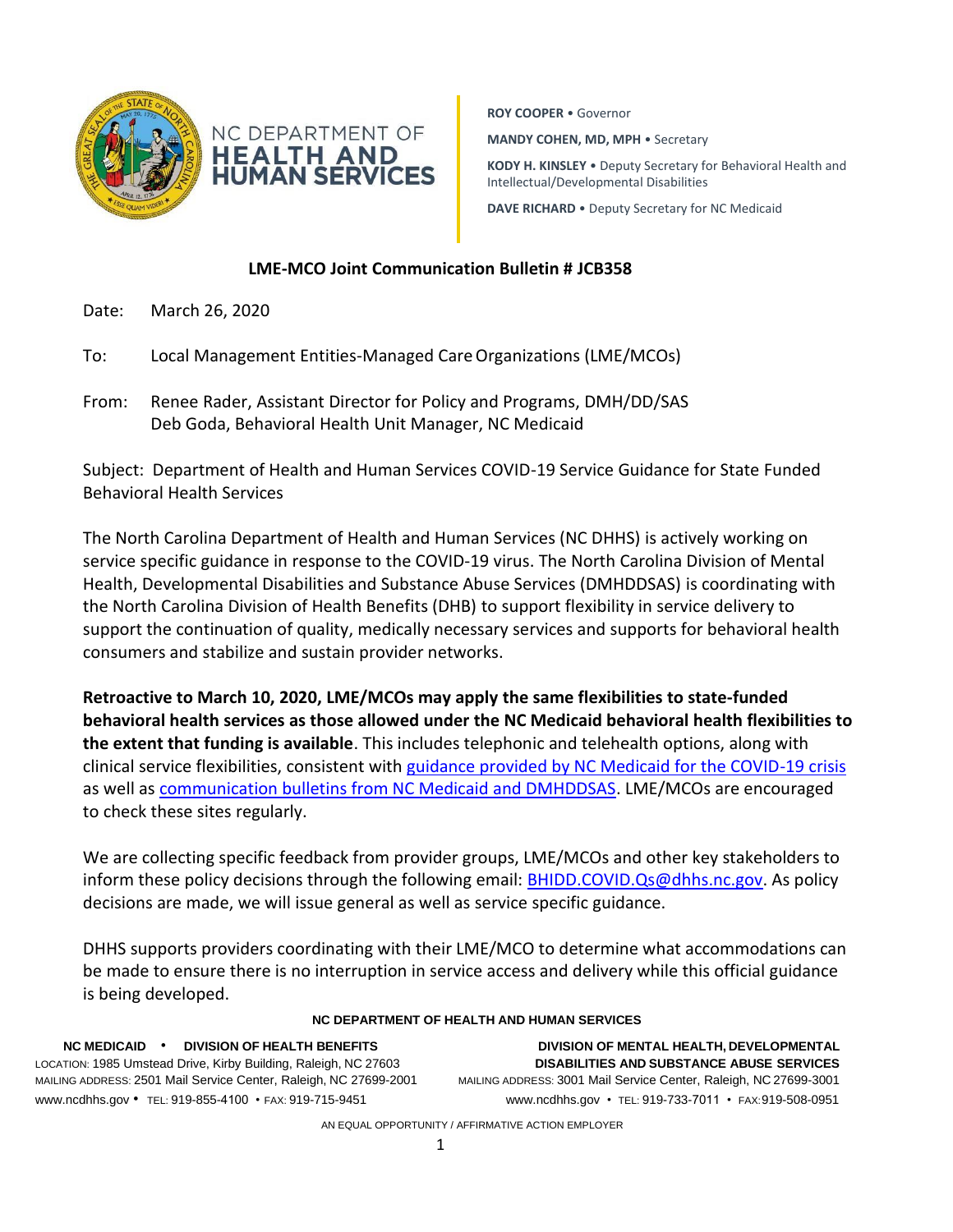NC DEPARTMENT OF HEALTH AND HUMAN SERVICES

**ROY COOPER** • Governor

**MANDY COHEN, MD, MPH** • Secretary

**KODY H. KINSLEY** • Deputy Secretary for Behavioral Health and Intellectual/Developmental Disabilities

**DAVE RICHARD** • Deputy Secretary for NC Medicaid

## LME-MCO Joint Communication Bulletin # JCB358

Date: March 26, 2020

To: Local Management Entities-Managed Care Organizations (LME/MCOs)

From: Renee Rader, Assistant Director for Policy and Programs, DMH/DD/SAS
Deb Goda, Behavioral Health Unit Manager, NC Medicaid

Subject: Department of Health and Human Services COVID-19 Service Guidance for State Funded Behavioral Health Services

The North Carolina Department of Health and Human Services (NC DHHS) is actively working on service specific guidance in response to the COVID-19 virus. The North Carolina Division of Mental Health, Developmental Disabilities and Substance Abuse Services (DMHDDSAS) is coordinating with the North Carolina Division of Health Benefits (DHB) to support flexibility in service delivery to support the continuation of quality, medically necessary services and supports for behavioral health consumers and stabilize and sustain provider networks.

**Retroactive to March 10, 2020, LME/MCOs may apply the same flexibilities to state-funded behavioral health services as those allowed under the NC Medicaid behavioral health flexibilities to the extent that funding is available**. This includes telephonic and telehealth options, along with clinical service flexibilities, consistent with guidance provided by NC Medicaid for the COVID-19 crisis as well as communication bulletins from NC Medicaid and DMHDDSAS. LME/MCOs are encouraged to check these sites regularly.

We are collecting specific feedback from provider groups, LME/MCOs and other key stakeholders to inform these policy decisions through the following email: BHIDD.COVID.Qs@dhhs.nc.gov. As policy decisions are made, we will issue general as well as service specific guidance.

DHHS supports providers coordinating with their LME/MCO to determine what accommodations can be made to ensure there is no interruption in service access and delivery while this official guidance is being developed.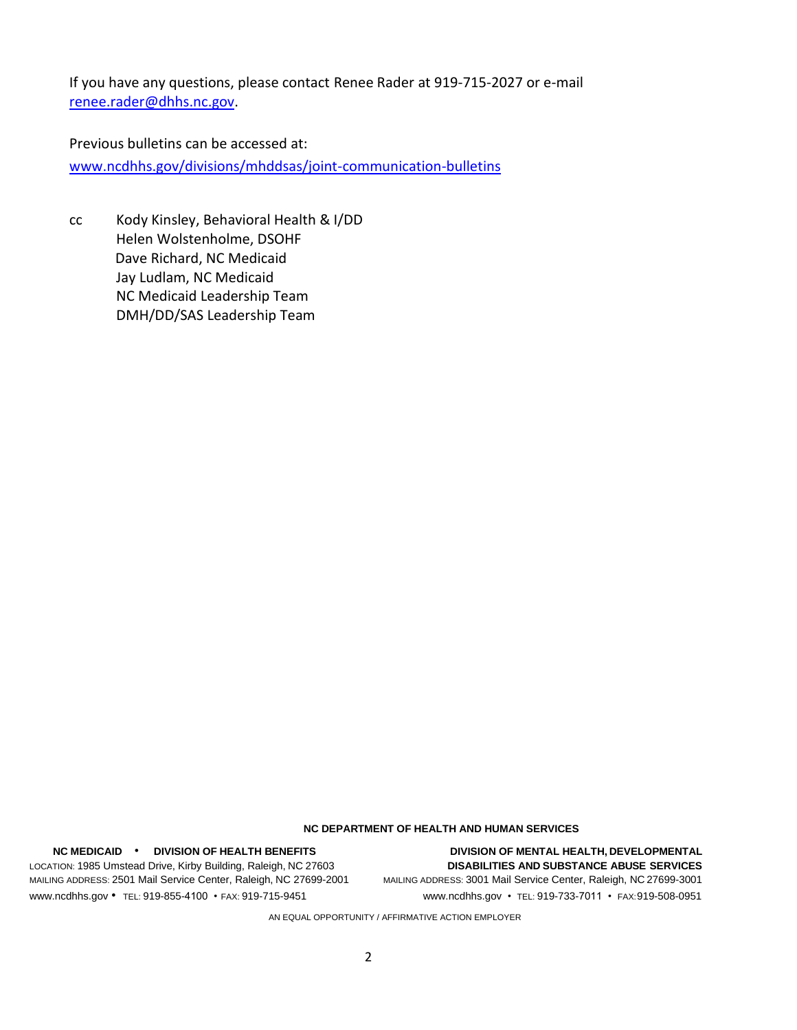If you have any questions, please contact Renee Rader at 919-715-2027 or e-mail [renee.rader@dhhs.nc.gov](mailto:renee.rader@dhhs.nc.gov).

Previous bulletins can be accessed at:
[www.ncdhhs.gov/divisions/mhddsas/joint-communication-bulletins](http://www.ncdhhs.gov/divisions/mhddsas/joint-communication-bulletins)

cc Kody Kinsley, Behavioral Health & I/DD
Helen Wolstenholme, DSOHF
Dave Richard, NC Medicaid
Jay Ludlam, NC Medicaid
NC Medicaid Leadership Team
DMH/DD/SAS Leadership Team

**NC DEPARTMENT OF HEALTH AND HUMAN SERVICES**

**NC MEDICAID • DIVISION OF HEALTH BENEFITS**
LOCATION: 1985 Umstead Drive, Kirby Building, Raleigh, NC 27603
MAILING ADDRESS: 2501 Mail Service Center, Raleigh, NC 27699-2001
www.ncdhhs.gov • TEL: 919-855-4100 • FAX: 919-715-9451

**DIVISION OF MENTAL HEALTH, DEVELOPMENTAL DISABILITIES AND SUBSTANCE ABUSE SERVICES**
MAILING ADDRESS: 3001 Mail Service Center, Raleigh, NC 27699-3001
www.ncdhhs.gov • TEL: 919-733-7011 • FAX: 919-508-0951

AN EQUAL OPPORTUNITY / AFFIRMATIVE ACTION EMPLOYER